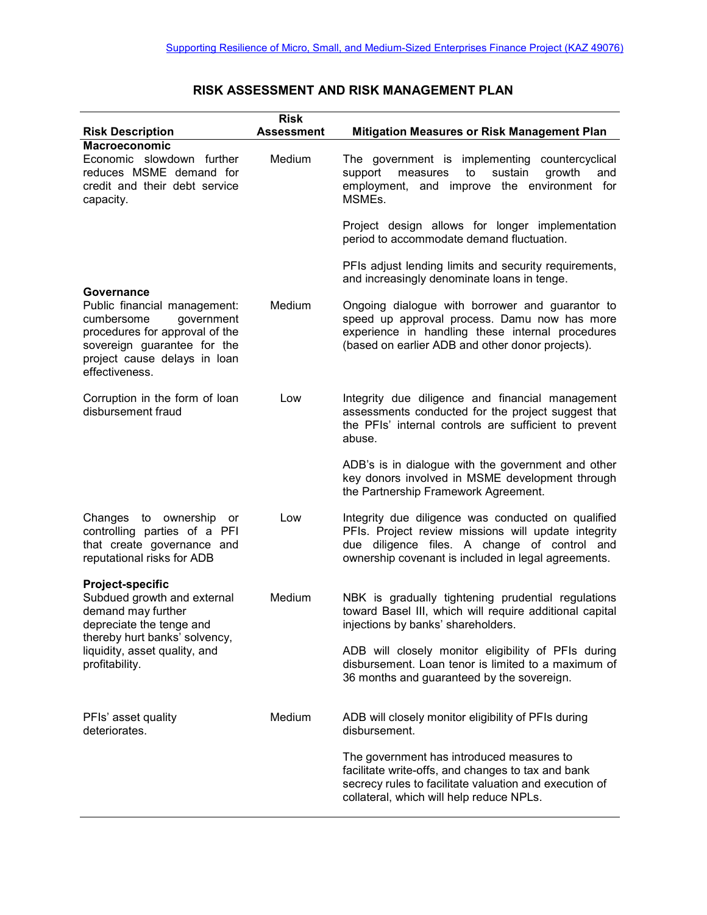Supporting Resilience of Micro, Small, and Medium-Sized Enterprises Finance Project (KAZ 49076)

## RISK ASSESSMENT AND RISK MANAGEMENT PLAN

| Risk Description | Risk Assessment | Mitigation Measures or Risk Management Plan |
|---|---|---|
| **Macroeconomic** | | |
| Economic slowdown further reduces MSME demand for credit and their debt service capacity. | Medium | The government is implementing countercyclical support measures to sustain growth and employment, and improve the environment for MSMEs.<br><br>Project design allows for longer implementation period to accommodate demand fluctuation.<br><br>PFIs adjust lending limits and security requirements, and increasingly denominate loans in tenge. |
| **Governance** | | |
| Public financial management: cumbersome government procedures for approval of the sovereign guarantee for the project cause delays in loan effectiveness. | Medium | Ongoing dialogue with borrower and guarantor to speed up approval process. Damu now has more experience in handling these internal procedures (based on earlier ADB and other donor projects). |
| Corruption in the form of loan disbursement fraud | Low | Integrity due diligence and financial management assessments conducted for the project suggest that the PFIs' internal controls are sufficient to prevent abuse.<br><br>ADB's is in dialogue with the government and other key donors involved in MSME development through the Partnership Framework Agreement. |
| Changes to ownership or controlling parties of a PFI that create governance and reputational risks for ADB | Low | Integrity due diligence was conducted on qualified PFIs. Project review missions will update integrity due diligence files. A change of control and ownership covenant is included in legal agreements. |
| **Project-specific** | | |
| Subdued growth and external demand may further depreciate the tenge and thereby hurt banks' solvency, liquidity, asset quality, and profitability. | Medium | NBK is gradually tightening prudential regulations toward Basel III, which will require additional capital injections by banks' shareholders.<br><br>ADB will closely monitor eligibility of PFIs during disbursement. Loan tenor is limited to a maximum of 36 months and guaranteed by the sovereign. |
| PFIs' asset quality deteriorates. | Medium | ADB will closely monitor eligibility of PFIs during disbursement.<br><br>The government has introduced measures to facilitate write-offs, and changes to tax and bank secrecy rules to facilitate valuation and execution of collateral, which will help reduce NPLs. |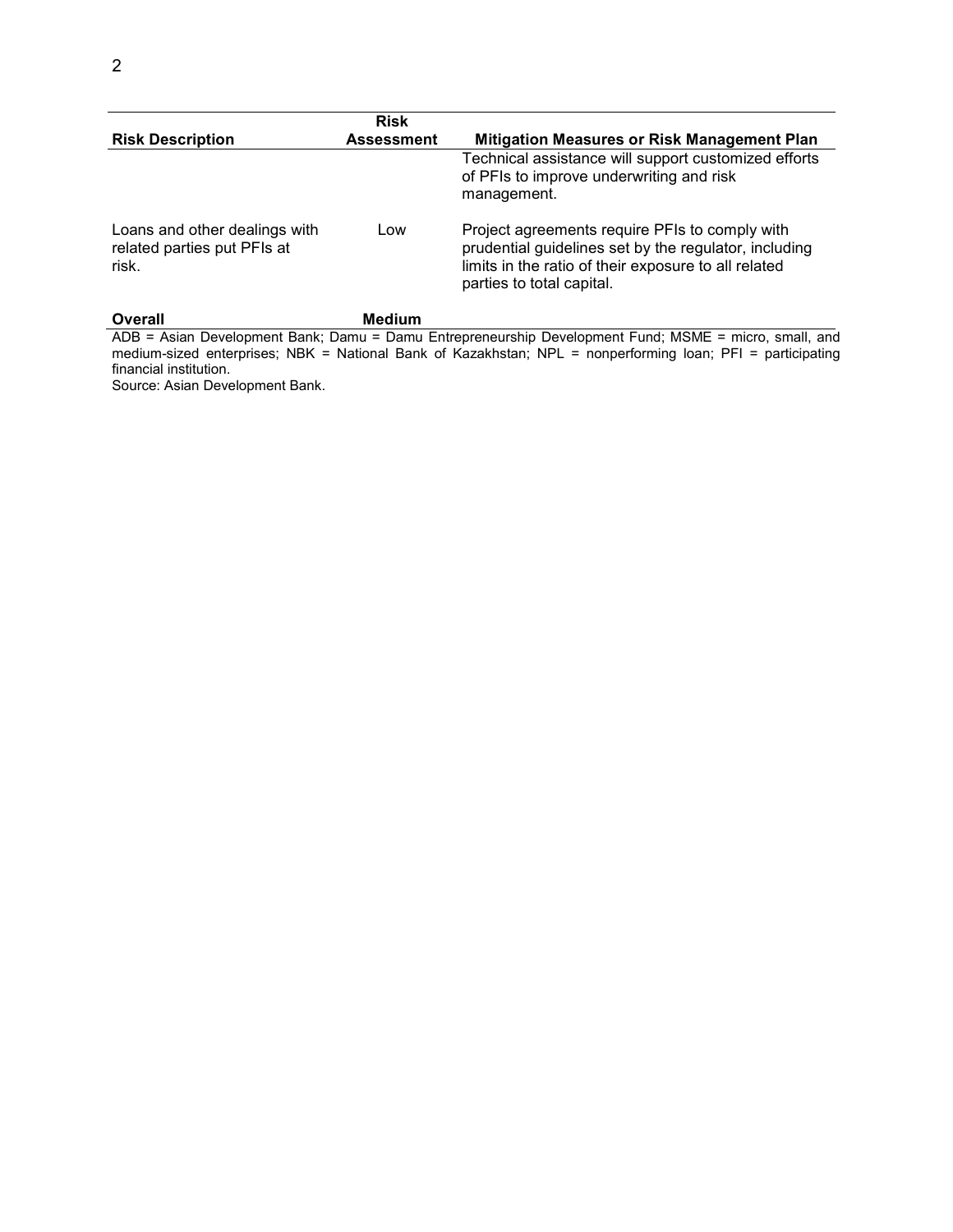| Risk Description | Risk Assessment | Mitigation Measures or Risk Management Plan |
|---|---|---|
| | | Technical assistance will support customized efforts of PFIs to improve underwriting and risk management. |
| Loans and other dealings with related parties put PFIs at risk. | Low | Project agreements require PFIs to comply with prudential guidelines set by the regulator, including limits in the ratio of their exposure to all related parties to total capital. |
| **Overall** | **Medium** | |

ADB = Asian Development Bank; Damu = Damu Entrepreneurship Development Fund; MSME = micro, small, and medium-sized enterprises; NBK = National Bank of Kazakhstan; NPL = nonperforming loan; PFI = participating financial institution.

Source: Asian Development Bank.